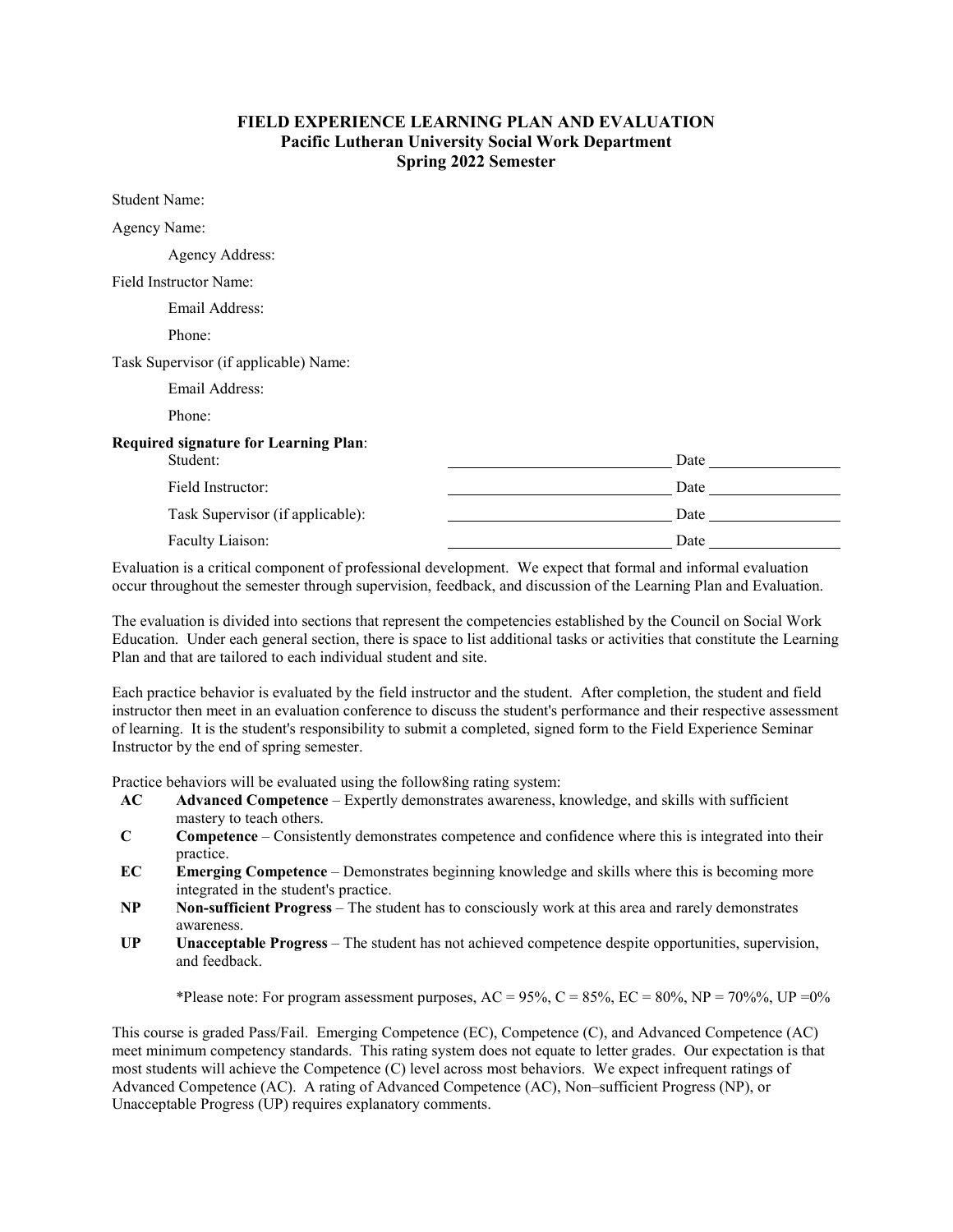# FIELD EXPERIENCE LEARNING PLAN AND EVALUATION
## Pacific Lutheran University Social Work Department
## Spring 2022 Semester

Student Name:

Agency Name:

Agency Address:

Field Instructor Name:

Email Address:

Phone:

Task Supervisor (if applicable) Name:

Email Address:

Phone:

**Required signature for Learning Plan**:

| | | |
|---|---|---|
| Student: | ______________________ | Date ____________ |
| Field Instructor: | ______________________ | Date ____________ |
| Task Supervisor (if applicable): | ______________________ | Date ____________ |
| Faculty Liaison: | ______________________ | Date ____________ |

Evaluation is a critical component of professional development. We expect that formal and informal evaluation occur throughout the semester through supervision, feedback, and discussion of the Learning Plan and Evaluation.

The evaluation is divided into sections that represent the competencies established by the Council on Social Work Education. Under each general section, there is space to list additional tasks or activities that constitute the Learning Plan and that are tailored to each individual student and site.

Each practice behavior is evaluated by the field instructor and the student. After completion, the student and field instructor then meet in an evaluation conference to discuss the student's performance and their respective assessment of learning. It is the student's responsibility to submit a completed, signed form to the Field Experience Seminar Instructor by the end of spring semester.

Practice behaviors will be evaluated using the follow8ing rating system:

- **AC** **Advanced Competence** – Expertly demonstrates awareness, knowledge, and skills with sufficient mastery to teach others.
- **C** **Competence** – Consistently demonstrates competence and confidence where this is integrated into their practice.
- **EC** **Emerging Competence** – Demonstrates beginning knowledge and skills where this is becoming more integrated in the student's practice.
- **NP** **Non-sufficient Progress** – The student has to consciously work at this area and rarely demonstrates awareness.
- **UP** **Unacceptable Progress** – The student has not achieved competence despite opportunities, supervision, and feedback.

*Please note: For program assessment purposes, AC = 95%, C = 85%, EC = 80%, NP = 70%%, UP =0%

This course is graded Pass/Fail. Emerging Competence (EC), Competence (C), and Advanced Competence (AC) meet minimum competency standards. This rating system does not equate to letter grades. Our expectation is that most students will achieve the Competence (C) level across most behaviors. We expect infrequent ratings of Advanced Competence (AC). A rating of Advanced Competence (AC), Non–sufficient Progress (NP), or Unacceptable Progress (UP) requires explanatory comments.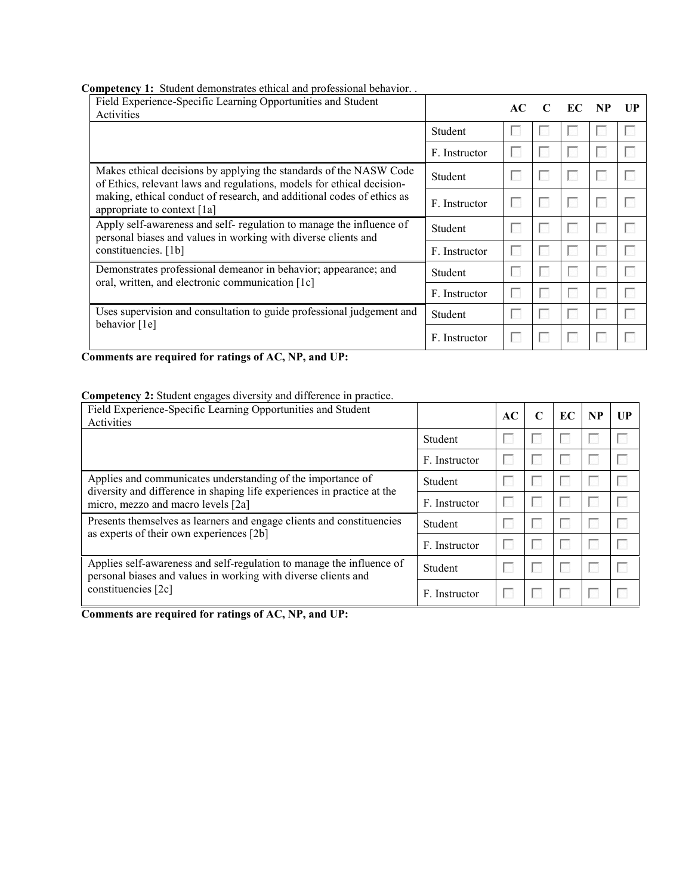**Competency 1:** Student demonstrates ethical and professional behavior. .

| Field Experience-Specific Learning Opportunities and Student Activities | | AC | C | EC | NP | UP |
|---|---|---|---|---|---|---|
| | Student | ☐ | ☐ | ☐ | ☐ | ☐ |
| | F. Instructor | ☐ | ☐ | ☐ | ☐ | ☐ |
| Makes ethical decisions by applying the standards of the NASW Code of Ethics, relevant laws and regulations, models for ethical decision-making, ethical conduct of research, and additional codes of ethics as appropriate to context [1a] | Student | ☐ | ☐ | ☐ | ☐ | ☐ |
| | F. Instructor | ☐ | ☐ | ☐ | ☐ | ☐ |
| Apply self-awareness and self- regulation to manage the influence of personal biases and values in working with diverse clients and constituencies. [1b] | Student | ☐ | ☐ | ☐ | ☐ | ☐ |
| | F. Instructor | ☐ | ☐ | ☐ | ☐ | ☐ |
| Demonstrates professional demeanor in behavior; appearance; and oral, written, and electronic communication [1c] | Student | ☐ | ☐ | ☐ | ☐ | ☐ |
| | F. Instructor | ☐ | ☐ | ☐ | ☐ | ☐ |
| Uses supervision and consultation to guide professional judgement and behavior [1e] | Student | ☐ | ☐ | ☐ | ☐ | ☐ |
| | F. Instructor | ☐ | ☐ | ☐ | ☐ | ☐ |

**Comments are required for ratings of AC, NP, and UP:**

**Competency 2:** Student engages diversity and difference in practice.

| Field Experience-Specific Learning Opportunities and Student Activities | | AC | C | EC | NP | UP |
|---|---|---|---|---|---|---|
| | Student | ☐ | ☐ | ☐ | ☐ | ☐ |
| | F. Instructor | ☐ | ☐ | ☐ | ☐ | ☐ |
| Applies and communicates understanding of the importance of diversity and difference in shaping life experiences in practice at the micro, mezzo and macro levels [2a] | Student | ☐ | ☐ | ☐ | ☐ | ☐ |
| | F. Instructor | ☐ | ☐ | ☐ | ☐ | ☐ |
| Presents themselves as learners and engage clients and constituencies as experts of their own experiences [2b] | Student | ☐ | ☐ | ☐ | ☐ | ☐ |
| | F. Instructor | ☐ | ☐ | ☐ | ☐ | ☐ |
| Applies self-awareness and self-regulation to manage the influence of personal biases and values in working with diverse clients and constituencies [2c] | Student | ☐ | ☐ | ☐ | ☐ | ☐ |
| | F. Instructor | ☐ | ☐ | ☐ | ☐ | ☐ |

**Comments are required for ratings of AC, NP, and UP:**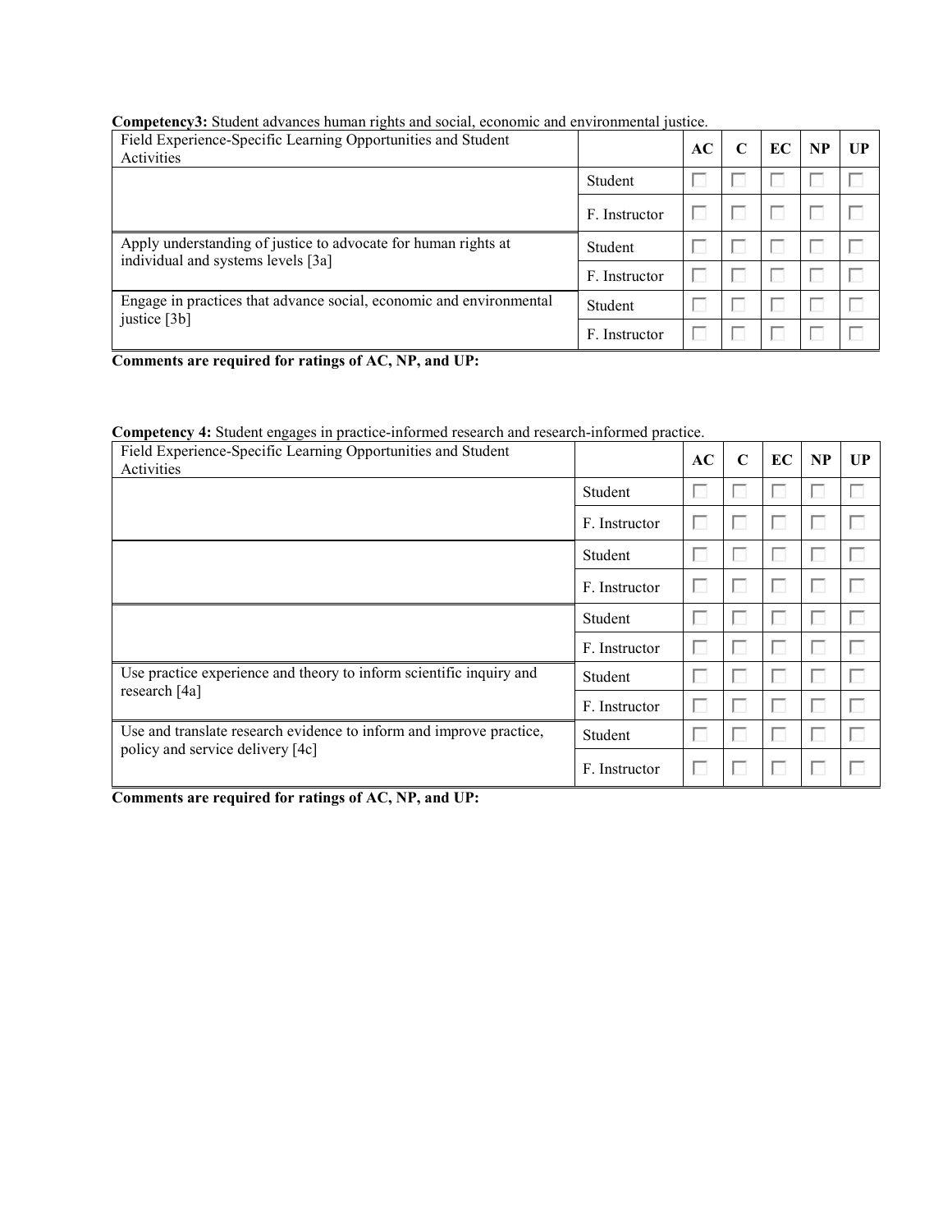**Competency3:** Student advances human rights and social, economic and environmental justice.

| Field Experience-Specific Learning Opportunities and Student Activities | | AC | C | EC | NP | UP |
|---|---|---|---|---|---|---|
| | Student | ☐ | ☐ | ☐ | ☐ | ☐ |
| | F. Instructor | ☐ | ☐ | ☐ | ☐ | ☐ |
| Apply understanding of justice to advocate for human rights at individual and systems levels [3a] | Student | ☐ | ☐ | ☐ | ☐ | ☐ |
| | F. Instructor | ☐ | ☐ | ☐ | ☐ | ☐ |
| Engage in practices that advance social, economic and environmental justice [3b] | Student | ☐ | ☐ | ☐ | ☐ | ☐ |
| | F. Instructor | ☐ | ☐ | ☐ | ☐ | ☐ |

**Comments are required for ratings of AC, NP, and UP:**

**Competency 4:** Student engages in practice-informed research and research-informed practice.

| Field Experience-Specific Learning Opportunities and Student Activities | | AC | C | EC | NP | UP |
|---|---|---|---|---|---|---|
| | Student | ☐ | ☐ | ☐ | ☐ | ☐ |
| | F. Instructor | ☐ | ☐ | ☐ | ☐ | ☐ |
| | Student | ☐ | ☐ | ☐ | ☐ | ☐ |
| | F. Instructor | ☐ | ☐ | ☐ | ☐ | ☐ |
| | Student | ☐ | ☐ | ☐ | ☐ | ☐ |
| | F. Instructor | ☐ | ☐ | ☐ | ☐ | ☐ |
| Use practice experience and theory to inform scientific inquiry and research [4a] | Student | ☐ | ☐ | ☐ | ☐ | ☐ |
| | F. Instructor | ☐ | ☐ | ☐ | ☐ | ☐ |
| Use and translate research evidence to inform and improve practice, policy and service delivery [4c] | Student | ☐ | ☐ | ☐ | ☐ | ☐ |
| | F. Instructor | ☐ | ☐ | ☐ | ☐ | ☐ |

**Comments are required for ratings of AC, NP, and UP:**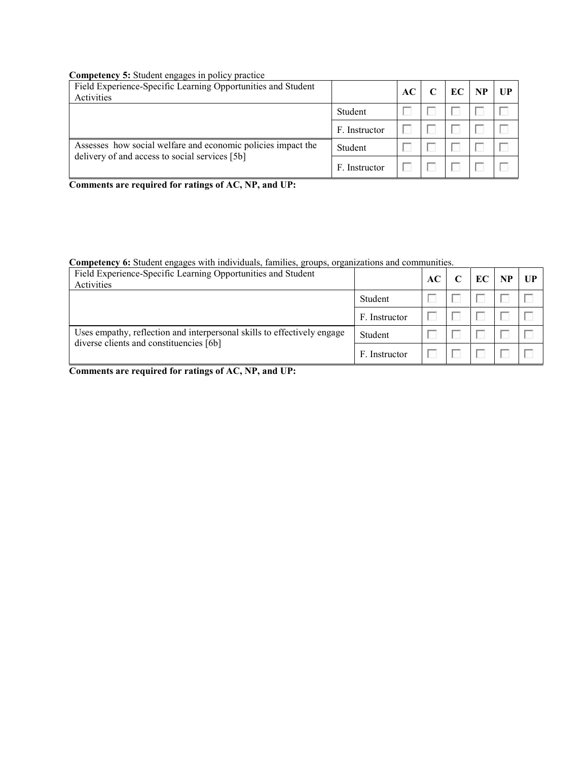**Competency 5:** Student engages in policy practice

| Field Experience-Specific Learning Opportunities and Student Activities | | AC | C | EC | NP | UP |
|---|---|---|---|---|---|---|
| | Student | ☐ | ☐ | ☐ | ☐ | ☐ |
| | F. Instructor | ☐ | ☐ | ☐ | ☐ | ☐ |
| Assesses how social welfare and economic policies impact the delivery of and access to social services [5b] | Student | ☐ | ☐ | ☐ | ☐ | ☐ |
| | F. Instructor | ☐ | ☐ | ☐ | ☐ | ☐ |

**Comments are required for ratings of AC, NP, and UP:**

**Competency 6:** Student engages with individuals, families, groups, organizations and communities.

| Field Experience-Specific Learning Opportunities and Student Activities | | AC | C | EC | NP | UP |
|---|---|---|---|---|---|---|
| | Student | ☐ | ☐ | ☐ | ☐ | ☐ |
| | F. Instructor | ☐ | ☐ | ☐ | ☐ | ☐ |
| Uses empathy, reflection and interpersonal skills to effectively engage diverse clients and constituencies [6b] | Student | ☐ | ☐ | ☐ | ☐ | ☐ |
| | F. Instructor | ☐ | ☐ | ☐ | ☐ | ☐ |

**Comments are required for ratings of AC, NP, and UP:**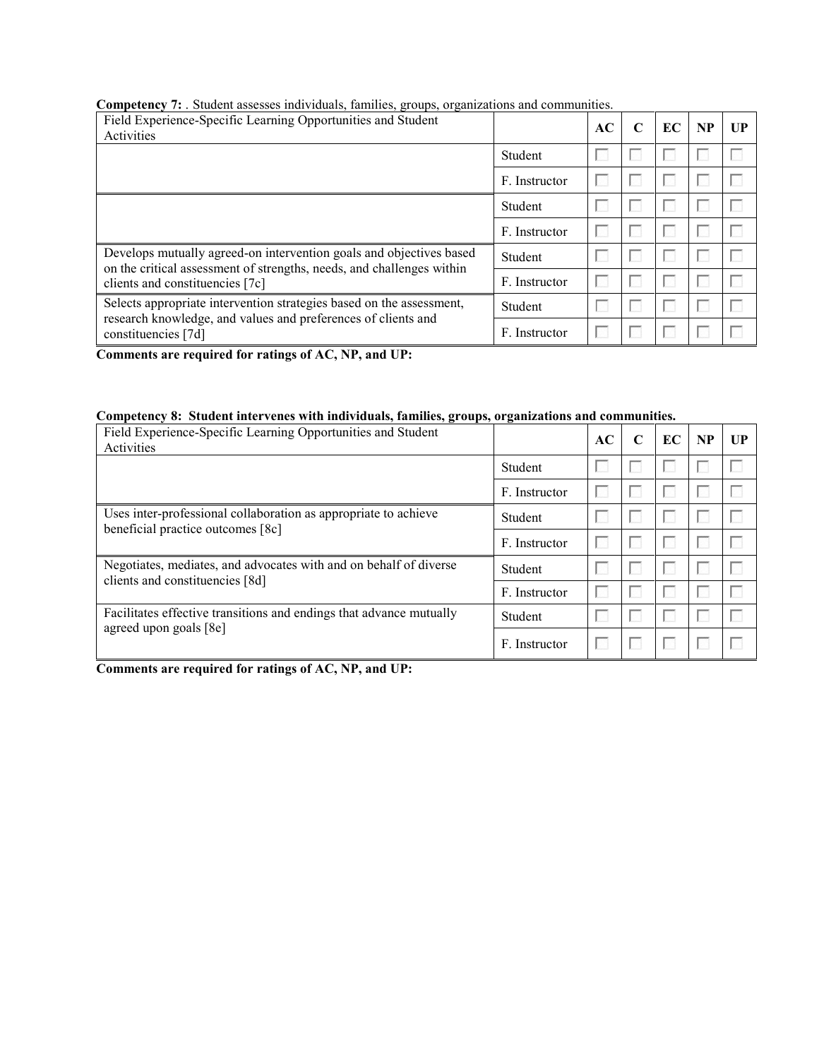**Competency 7:** . Student assesses individuals, families, groups, organizations and communities.

| Field Experience-Specific Learning Opportunities and Student Activities | | AC | C | EC | NP | UP |
|---|---|---|---|---|---|---|
| | Student | ☐ | ☐ | ☐ | ☐ | ☐ |
| | F. Instructor | ☐ | ☐ | ☐ | ☐ | ☐ |
| | Student | ☐ | ☐ | ☐ | ☐ | ☐ |
| | F. Instructor | ☐ | ☐ | ☐ | ☐ | ☐ |
| Develops mutually agreed-on intervention goals and objectives based on the critical assessment of strengths, needs, and challenges within clients and constituencies [7c] | Student | ☐ | ☐ | ☐ | ☐ | ☐ |
| | F. Instructor | ☐ | ☐ | ☐ | ☐ | ☐ |
| Selects appropriate intervention strategies based on the assessment, research knowledge, and values and preferences of clients and constituencies [7d] | Student | ☐ | ☐ | ☐ | ☐ | ☐ |
| | F. Instructor | ☐ | ☐ | ☐ | ☐ | ☐ |

**Comments are required for ratings of AC, NP, and UP:**

**Competency 8: Student intervenes with individuals, families, groups, organizations and communities.**

| Field Experience-Specific Learning Opportunities and Student Activities | | AC | C | EC | NP | UP |
|---|---|---|---|---|---|---|
| | Student | ☐ | ☐ | ☐ | ☐ | ☐ |
| | F. Instructor | ☐ | ☐ | ☐ | ☐ | ☐ |
| Uses inter-professional collaboration as appropriate to achieve beneficial practice outcomes [8c] | Student | ☐ | ☐ | ☐ | ☐ | ☐ |
| | F. Instructor | ☐ | ☐ | ☐ | ☐ | ☐ |
| Negotiates, mediates, and advocates with and on behalf of diverse clients and constituencies [8d] | Student | ☐ | ☐ | ☐ | ☐ | ☐ |
| | F. Instructor | ☐ | ☐ | ☐ | ☐ | ☐ |
| Facilitates effective transitions and endings that advance mutually agreed upon goals [8e] | Student | ☐ | ☐ | ☐ | ☐ | ☐ |
| | F. Instructor | ☐ | ☐ | ☐ | ☐ | ☐ |

**Comments are required for ratings of AC, NP, and UP:**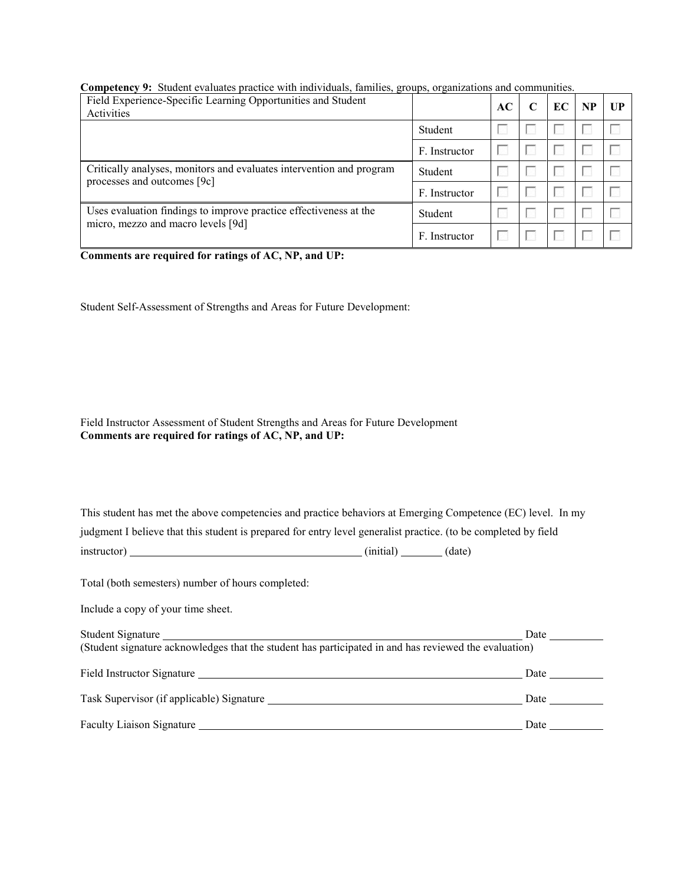**Competency 9:** Student evaluates practice with individuals, families, groups, organizations and communities.

| Field Experience-Specific Learning Opportunities and Student Activities | | AC | C | EC | NP | UP |
|---|---|---|---|---|---|---|
| | Student | ☐ | ☐ | ☐ | ☐ | ☐ |
| | F. Instructor | ☐ | ☐ | ☐ | ☐ | ☐ |
| Critically analyses, monitors and evaluates intervention and program processes and outcomes [9c] | Student | ☐ | ☐ | ☐ | ☐ | ☐ |
| | F. Instructor | ☐ | ☐ | ☐ | ☐ | ☐ |
| Uses evaluation findings to improve practice effectiveness at the micro, mezzo and macro levels [9d] | Student | ☐ | ☐ | ☐ | ☐ | ☐ |
| | F. Instructor | ☐ | ☐ | ☐ | ☐ | ☐ |

**Comments are required for ratings of AC, NP, and UP:**

Student Self-Assessment of Strengths and Areas for Future Development:

Field Instructor Assessment of Student Strengths and Areas for Future Development
**Comments are required for ratings of AC, NP, and UP:**

This student has met the above competencies and practice behaviors at Emerging Competence (EC) level. In my judgment I believe that this student is prepared for entry level generalist practice. (to be completed by field instructor) ________________________________ (initial) ________ (date)

Total (both semesters) number of hours completed:

Include a copy of your time sheet.

Student Signature ____________________________________________ Date __________
(Student signature acknowledges that the student has participated in and has reviewed the evaluation)

Field Instructor Signature ____________________________________________ Date __________

Task Supervisor (if applicable) Signature ________________________________ Date __________

Faculty Liaison Signature ____________________________________________ Date __________